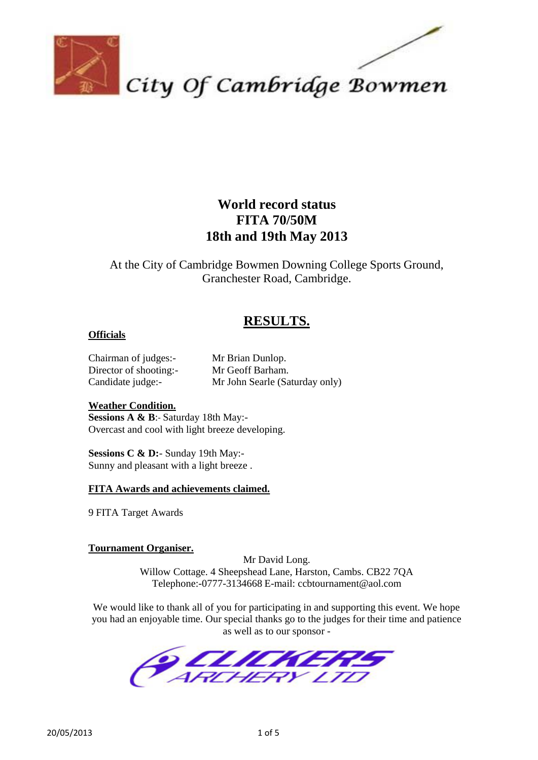City Of Cambridge Bowmen

# World record status
# FITA 70/50M
# 18th and 19th May 2013

At the City of Cambridge Bowmen Downing College Sports Ground, Granchester Road, Cambridge.

## RESULTS.

**Officials**

Chairman of judges:- Mr Brian Dunlop.
Director of shooting:- Mr Geoff Barham.
Candidate judge:- Mr John Searle (Saturday only)

**Weather Condition.**

**Sessions A & B**:- Saturday 18th May:-
Overcast and cool with light breeze developing.

**Sessions C & D:**- Sunday 19th May:-
Sunny and pleasant with a light breeze .

**FITA Awards and achievements claimed.**

9 FITA Target Awards

**Tournament Organiser.**

Mr David Long.
Willow Cottage. 4 Sheepshead Lane, Harston, Cambs. CB22 7QA
Telephone:-0777-3134668 E-mail: ccbtournament@aol.com

We would like to thank all of you for participating in and supporting this event. We hope you had an enjoyable time. Our special thanks go to the judges for their time and patience as well as to our sponsor -

CLICKERS ARCHERY LTD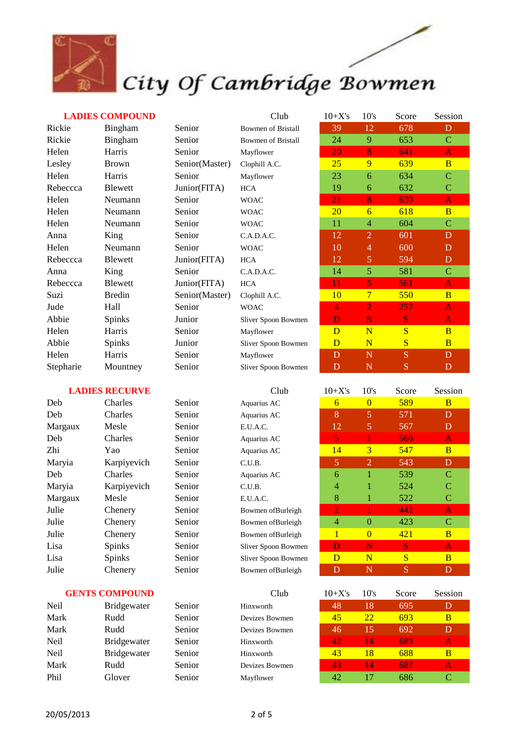# City Of Cambridge Bowmen

## LADIES COMPOUND

| | | | Club | 10+X's | 10's | Score | Session |
|---|---|---|---|---|---|---|---|
| Rickie | Bingham | Senior | Bowmen of Bristall | 39 | 12 | 678 | D |
| Rickie | Bingham | Senior | Bowmen of Bristall | 24 | 9 | 653 | C |
| Helen | Harris | Senior | Mayflower | 20 | 8 | 641 | A |
| Lesley | Brown | Senior(Master) | Clophill A.C. | 25 | 9 | 639 | B |
| Helen | Harris | Senior | Mayflower | 23 | 6 | 634 | C |
| Rebeccca | Blewett | Junior(FITA) | HCA | 19 | 6 | 632 | C |
| Helen | Neumann | Senior | WOAC | 21 | 8 | 630 | A |
| Helen | Neumann | Senior | WOAC | 20 | 6 | 618 | B |
| Helen | Neumann | Senior | WOAC | 11 | 4 | 604 | C |
| Anna | King | Senior | C.A.D.A.C. | 12 | 2 | 601 | D |
| Helen | Neumann | Senior | WOAC | 10 | 4 | 600 | D |
| Rebeccca | Blewett | Junior(FITA) | HCA | 12 | 5 | 594 | D |
| Anna | King | Senior | C.A.D.A.C. | 14 | 5 | 581 | C |
| Rebeccca | Blewett | Junior(FITA) | HCA | 11 | 5 | 561 | A |
| Suzi | Bredin | Senior(Master) | Clophill A.C. | 10 | 7 | 550 | B |
| Jude | Hall | Senior | WOAC | 4 | 2 | 257 | A |
| Abbie | Spinks | Junior | Sliver Spoon Bowmen | D | N | S | A |
| Helen | Harris | Senior | Mayflower | D | N | S | B |
| Abbie | Spinks | Junior | Sliver Spoon Bowmen | D | N | S | B |
| Helen | Harris | Senior | Mayflower | D | N | S | D |
| Stepharie | Mountney | Senior | Sliver Spoon Bowmen | D | N | S | D |

## LADIES RECURVE

| | | | Club | 10+X's | 10's | Score | Session |
|---|---|---|---|---|---|---|---|
| Deb | Charles | Senior | Aquarius AC | 6 | 0 | 589 | B |
| Deb | Charles | Senior | Aquarius AC | 8 | 5 | 571 | D |
| Margaux | Mesle | Senior | E.U.A.C. | 12 | 5 | 567 | D |
| Deb | Charles | Senior | Aquarius AC | 5 | 1 | 566 | A |
| Zhi | Yao | Senior | Aquarius AC | 14 | 3 | 547 | B |
| Maryia | Karpiyevich | Senior | C.U.B. | 5 | 2 | 543 | D |
| Deb | Charles | Senior | Aquarius AC | 6 | 1 | 539 | C |
| Maryia | Karpiyevich | Senior | C.U.B. | 4 | 1 | 524 | C |
| Margaux | Mesle | Senior | E.U.A.C. | 8 | 1 | 522 | C |
| Julie | Chenery | Senior | Bowmen ofBurleigh | 2 | 1 | 442 | A |
| Julie | Chenery | Senior | Bowmen ofBurleigh | 4 | 0 | 423 | C |
| Julie | Chenery | Senior | Bowmen ofBurleigh | 1 | 0 | 421 | B |
| Lisa | Spinks | Senior | Sliver Spoon Bowmen | D | N | S | A |
| Lisa | Spinks | Senior | Sliver Spoon Bowmen | D | N | S | B |
| Julie | Chenery | Senior | Bowmen ofBurleigh | D | N | S | D |

## GENTS COMPOUND

| | | | Club | 10+X's | 10's | Score | Session |
|---|---|---|---|---|---|---|---|
| Neil | Bridgewater | Senior | Hinxworth | 48 | 18 | 695 | D |
| Mark | Rudd | Senior | Devizes Bowmen | 45 | 22 | 693 | B |
| Mark | Rudd | Senior | Devizes Bowmen | 46 | 15 | 692 | D |
| Neil | Bridgewater | Senior | Hinxworth | 42 | 14 | 689 | A |
| Neil | Bridgewater | Senior | Hinxworth | 43 | 18 | 688 | B |
| Mark | Rudd | Senior | Devizes Bowmen | 43 | 14 | 687 | A |
| Phil | Glover | Senior | Mayflower | 42 | 17 | 686 | C |

20/05/2013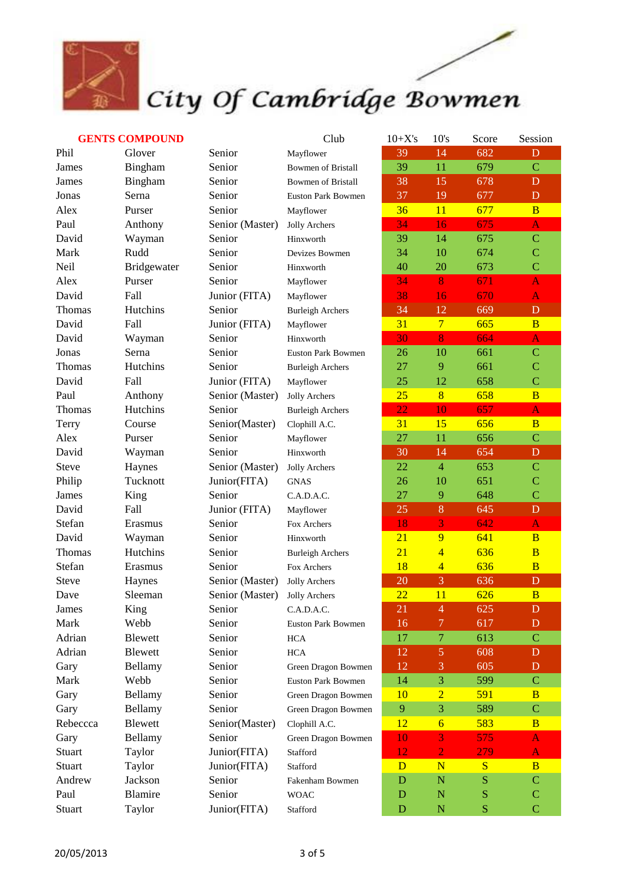# City Of Cambridge Bowmen

| GENTS COMPOUND | | | Club | 10+X's | 10's | Score | Session |
|---|---|---|---|---|---|---|---|
| Phil | Glover | Senior | Mayflower | 39 | 14 | 682 | D |
| James | Bingham | Senior | Bowmen of Bristall | 39 | 11 | 679 | C |
| James | Bingham | Senior | Bowmen of Bristall | 38 | 15 | 678 | D |
| Jonas | Serna | Senior | Euston Park Bowmen | 37 | 19 | 677 | D |
| Alex | Purser | Senior | Mayflower | 36 | 11 | 677 | B |
| Paul | Anthony | Senior (Master) | Jolly Archers | 34 | 16 | 675 | A |
| David | Wayman | Senior | Hinxworth | 39 | 14 | 675 | C |
| Mark | Rudd | Senior | Devizes Bowmen | 34 | 10 | 674 | C |
| Neil | Bridgewater | Senior | Hinxworth | 40 | 20 | 673 | C |
| Alex | Purser | Senior | Mayflower | 34 | 8 | 671 | A |
| David | Fall | Junior (FITA) | Mayflower | 38 | 16 | 670 | A |
| Thomas | Hutchins | Senior | Burleigh Archers | 34 | 12 | 669 | D |
| David | Fall | Junior (FITA) | Mayflower | 31 | 7 | 665 | B |
| David | Wayman | Senior | Hinxworth | 30 | 8 | 664 | A |
| Jonas | Serna | Senior | Euston Park Bowmen | 26 | 10 | 661 | C |
| Thomas | Hutchins | Senior | Burleigh Archers | 27 | 9 | 661 | C |
| David | Fall | Junior (FITA) | Mayflower | 25 | 12 | 658 | C |
| Paul | Anthony | Senior (Master) | Jolly Archers | 25 | 8 | 658 | B |
| Thomas | Hutchins | Senior | Burleigh Archers | 22 | 10 | 657 | A |
| Terry | Course | Senior(Master) | Clophill A.C. | 31 | 15 | 656 | B |
| Alex | Purser | Senior | Mayflower | 27 | 11 | 656 | C |
| David | Wayman | Senior | Hinxworth | 30 | 14 | 654 | D |
| Steve | Haynes | Senior (Master) | Jolly Archers | 22 | 4 | 653 | C |
| Philip | Tucknott | Junior(FITA) | GNAS | 26 | 10 | 651 | C |
| James | King | Senior | C.A.D.A.C. | 27 | 9 | 648 | C |
| David | Fall | Junior (FITA) | Mayflower | 25 | 8 | 645 | D |
| Stefan | Erasmus | Senior | Fox Archers | 18 | 3 | 642 | A |
| David | Wayman | Senior | Hinxworth | 21 | 9 | 641 | B |
| Thomas | Hutchins | Senior | Burleigh Archers | 21 | 4 | 636 | B |
| Stefan | Erasmus | Senior | Fox Archers | 18 | 4 | 636 | B |
| Steve | Haynes | Senior (Master) | Jolly Archers | 20 | 3 | 636 | D |
| Dave | Sleeman | Senior (Master) | Jolly Archers | 22 | 11 | 626 | B |
| James | King | Senior | C.A.D.A.C. | 21 | 4 | 625 | D |
| Mark | Webb | Senior | Euston Park Bowmen | 16 | 7 | 617 | D |
| Adrian | Blewett | Senior | HCA | 17 | 7 | 613 | C |
| Adrian | Blewett | Senior | HCA | 12 | 5 | 608 | D |
| Gary | Bellamy | Senior | Green Dragon Bowmen | 12 | 3 | 605 | D |
| Mark | Webb | Senior | Euston Park Bowmen | 14 | 3 | 599 | C |
| Gary | Bellamy | Senior | Green Dragon Bowmen | 10 | 2 | 591 | B |
| Gary | Bellamy | Senior | Green Dragon Bowmen | 9 | 3 | 589 | C |
| Rebeccca | Blewett | Senior(Master) | Clophill A.C. | 12 | 6 | 583 | B |
| Gary | Bellamy | Senior | Green Dragon Bowmen | 10 | 3 | 575 | A |
| Stuart | Taylor | Junior(FITA) | Stafford | 12 | 2 | 279 | A |
| Stuart | Taylor | Junior(FITA) | Stafford | D | N | S | B |
| Andrew | Jackson | Senior | Fakenham Bowmen | D | N | S | C |
| Paul | Blamire | Senior | WOAC | D | N | S | C |
| Stuart | Taylor | Junior(FITA) | Stafford | D | N | S | C |

20/05/2013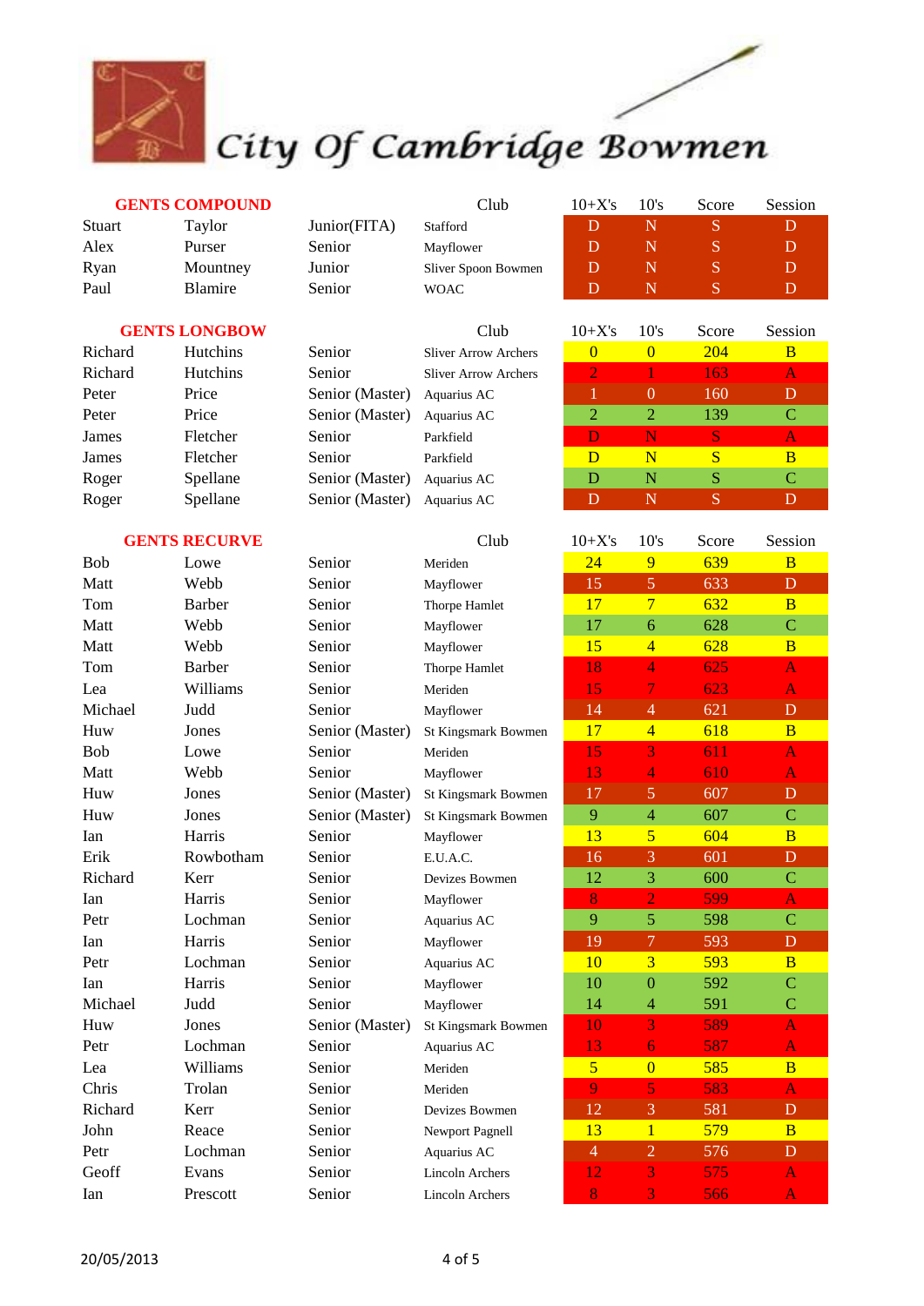# City Of Cambridge Bowmen

## GENTS COMPOUND

| | | | Club | 10+X's | 10's | Score | Session |
|---|---|---|---|---|---|---|---|
| Stuart | Taylor | Junior(FITA) | Stafford | D | N | S | D |
| Alex | Purser | Senior | Mayflower | D | N | S | D |
| Ryan | Mountney | Junior | Sliver Spoon Bowmen | D | N | S | D |
| Paul | Blamire | Senior | WOAC | D | N | S | D |

## GENTS LONGBOW

| | | | Club | 10+X's | 10's | Score | Session |
|---|---|---|---|---|---|---|---|
| Richard | Hutchins | Senior | Sliver Arrow Archers | 0 | 0 | 204 | B |
| Richard | Hutchins | Senior | Sliver Arrow Archers | 2 | 1 | 163 | A |
| Peter | Price | Senior (Master) | Aquarius AC | 1 | 0 | 160 | D |
| Peter | Price | Senior (Master) | Aquarius AC | 2 | 2 | 139 | C |
| James | Fletcher | Senior | Parkfield | D | N | S | A |
| James | Fletcher | Senior | Parkfield | D | N | S | B |
| Roger | Spellane | Senior (Master) | Aquarius AC | D | N | S | C |
| Roger | Spellane | Senior (Master) | Aquarius AC | D | N | S | D |

## GENTS RECURVE

| | | | Club | 10+X's | 10's | Score | Session |
|---|---|---|---|---|---|---|---|
| Bob | Lowe | Senior | Meriden | 24 | 9 | 639 | B |
| Matt | Webb | Senior | Mayflower | 15 | 5 | 633 | D |
| Tom | Barber | Senior | Thorpe Hamlet | 17 | 7 | 632 | B |
| Matt | Webb | Senior | Mayflower | 17 | 6 | 628 | C |
| Matt | Webb | Senior | Mayflower | 15 | 4 | 628 | B |
| Tom | Barber | Senior | Thorpe Hamlet | 18 | 4 | 625 | A |
| Lea | Williams | Senior | Meriden | 15 | 7 | 623 | A |
| Michael | Judd | Senior | Mayflower | 14 | 4 | 621 | D |
| Huw | Jones | Senior (Master) | St Kingsmark Bowmen | 17 | 4 | 618 | B |
| Bob | Lowe | Senior | Meriden | 15 | 3 | 611 | A |
| Matt | Webb | Senior | Mayflower | 13 | 4 | 610 | A |
| Huw | Jones | Senior (Master) | St Kingsmark Bowmen | 17 | 5 | 607 | D |
| Huw | Jones | Senior (Master) | St Kingsmark Bowmen | 9 | 4 | 607 | C |
| Ian | Harris | Senior | Mayflower | 13 | 5 | 604 | B |
| Erik | Rowbotham | Senior | E.U.A.C. | 16 | 3 | 601 | D |
| Richard | Kerr | Senior | Devizes Bowmen | 12 | 3 | 600 | C |
| Ian | Harris | Senior | Mayflower | 8 | 2 | 599 | A |
| Petr | Lochman | Senior | Aquarius AC | 9 | 5 | 598 | C |
| Ian | Harris | Senior | Mayflower | 19 | 7 | 593 | D |
| Petr | Lochman | Senior | Aquarius AC | 10 | 3 | 593 | B |
| Ian | Harris | Senior | Mayflower | 10 | 0 | 592 | C |
| Michael | Judd | Senior | Mayflower | 14 | 4 | 591 | C |
| Huw | Jones | Senior (Master) | St Kingsmark Bowmen | 10 | 3 | 589 | A |
| Petr | Lochman | Senior | Aquarius AC | 13 | 6 | 587 | A |
| Lea | Williams | Senior | Meriden | 5 | 0 | 585 | B |
| Chris | Trolan | Senior | Meriden | 9 | 5 | 583 | A |
| Richard | Kerr | Senior | Devizes Bowmen | 12 | 3 | 581 | D |
| John | Reace | Senior | Newport Pagnell | 13 | 1 | 579 | B |
| Petr | Lochman | Senior | Aquarius AC | 4 | 2 | 576 | D |
| Geoff | Evans | Senior | Lincoln Archers | 12 | 3 | 575 | A |
| Ian | Prescott | Senior | Lincoln Archers | 8 | 3 | 566 | A |

20/05/2013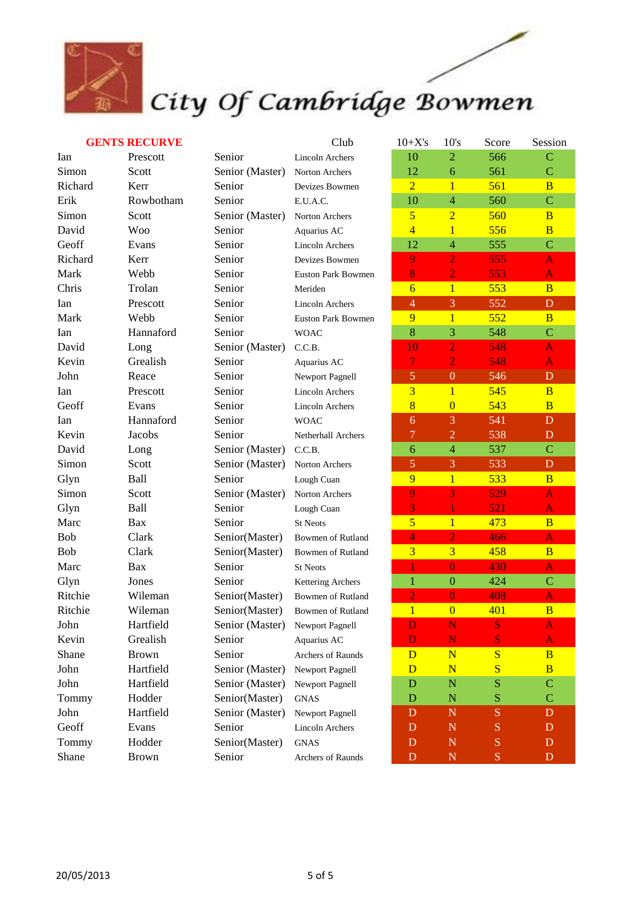# City Of Cambridge Bowmen

| GENTS RECURVE | | | Club | 10+X's | 10's | Score | Session |
|---|---|---|---|---|---|---|---|
| Ian | Prescott | Senior | Lincoln Archers | 10 | 2 | 566 | C |
| Simon | Scott | Senior (Master) | Norton Archers | 12 | 6 | 561 | C |
| Richard | Kerr | Senior | Devizes Bowmen | 2 | 1 | 561 | B |
| Erik | Rowbotham | Senior | E.U.A.C. | 10 | 4 | 560 | C |
| Simon | Scott | Senior (Master) | Norton Archers | 5 | 2 | 560 | B |
| David | Woo | Senior | Aquarius AC | 4 | 1 | 556 | B |
| Geoff | Evans | Senior | Lincoln Archers | 12 | 4 | 555 | C |
| Richard | Kerr | Senior | Devizes Bowmen | 9 | 2 | 555 | A |
| Mark | Webb | Senior | Euston Park Bowmen | 8 | 2 | 553 | A |
| Chris | Trolan | Senior | Meriden | 6 | 1 | 553 | B |
| Ian | Prescott | Senior | Lincoln Archers | 4 | 3 | 552 | D |
| Mark | Webb | Senior | Euston Park Bowmen | 9 | 1 | 552 | B |
| Ian | Hannaford | Senior | WOAC | 8 | 3 | 548 | C |
| David | Long | Senior (Master) | C.C.B. | 10 | 2 | 548 | A |
| Kevin | Grealish | Senior | Aquarius AC | 7 | 2 | 548 | A |
| John | Reace | Senior | Newport Pagnell | 5 | 0 | 546 | D |
| Ian | Prescott | Senior | Lincoln Archers | 3 | 1 | 545 | B |
| Geoff | Evans | Senior | Lincoln Archers | 8 | 0 | 543 | B |
| Ian | Hannaford | Senior | WOAC | 6 | 3 | 541 | D |
| Kevin | Jacobs | Senior | Netherhall Archers | 7 | 2 | 538 | D |
| David | Long | Senior (Master) | C.C.B. | 6 | 4 | 537 | C |
| Simon | Scott | Senior (Master) | Norton Archers | 5 | 3 | 533 | D |
| Glyn | Ball | Senior | Lough Cuan | 9 | 1 | 533 | B |
| Simon | Scott | Senior (Master) | Norton Archers | 9 | 3 | 529 | A |
| Glyn | Ball | Senior | Lough Cuan | 3 | 1 | 521 | A |
| Marc | Bax | Senior | St Neots | 5 | 1 | 473 | B |
| Bob | Clark | Senior(Master) | Bowmen of Rutland | 4 | 2 | 466 | A |
| Bob | Clark | Senior(Master) | Bowmen of Rutland | 3 | 3 | 458 | B |
| Marc | Bax | Senior | St Neots | 1 | 0 | 430 | A |
| Glyn | Jones | Senior | Kettering Archers | 1 | 0 | 424 | C |
| Ritchie | Wileman | Senior(Master) | Bowmen of Rutland | 2 | 0 | 408 | A |
| Ritchie | Wileman | Senior(Master) | Bowmen of Rutland | 1 | 0 | 401 | B |
| John | Hartfield | Senior (Master) | Newport Pagnell | D | N | S | A |
| Kevin | Grealish | Senior | Aquarius AC | D | N | S | A |
| Shane | Brown | Senior | Archers of Raunds | D | N | S | B |
| John | Hartfield | Senior (Master) | Newport Pagnell | D | N | S | B |
| John | Hartfield | Senior (Master) | Newport Pagnell | D | N | S | C |
| Tommy | Hodder | Senior(Master) | GNAS | D | N | S | C |
| John | Hartfield | Senior (Master) | Newport Pagnell | D | N | S | D |
| Geoff | Evans | Senior | Lincoln Archers | D | N | S | D |
| Tommy | Hodder | Senior(Master) | GNAS | D | N | S | D |
| Shane | Brown | Senior | Archers of Raunds | D | N | S | D |

20/05/2013